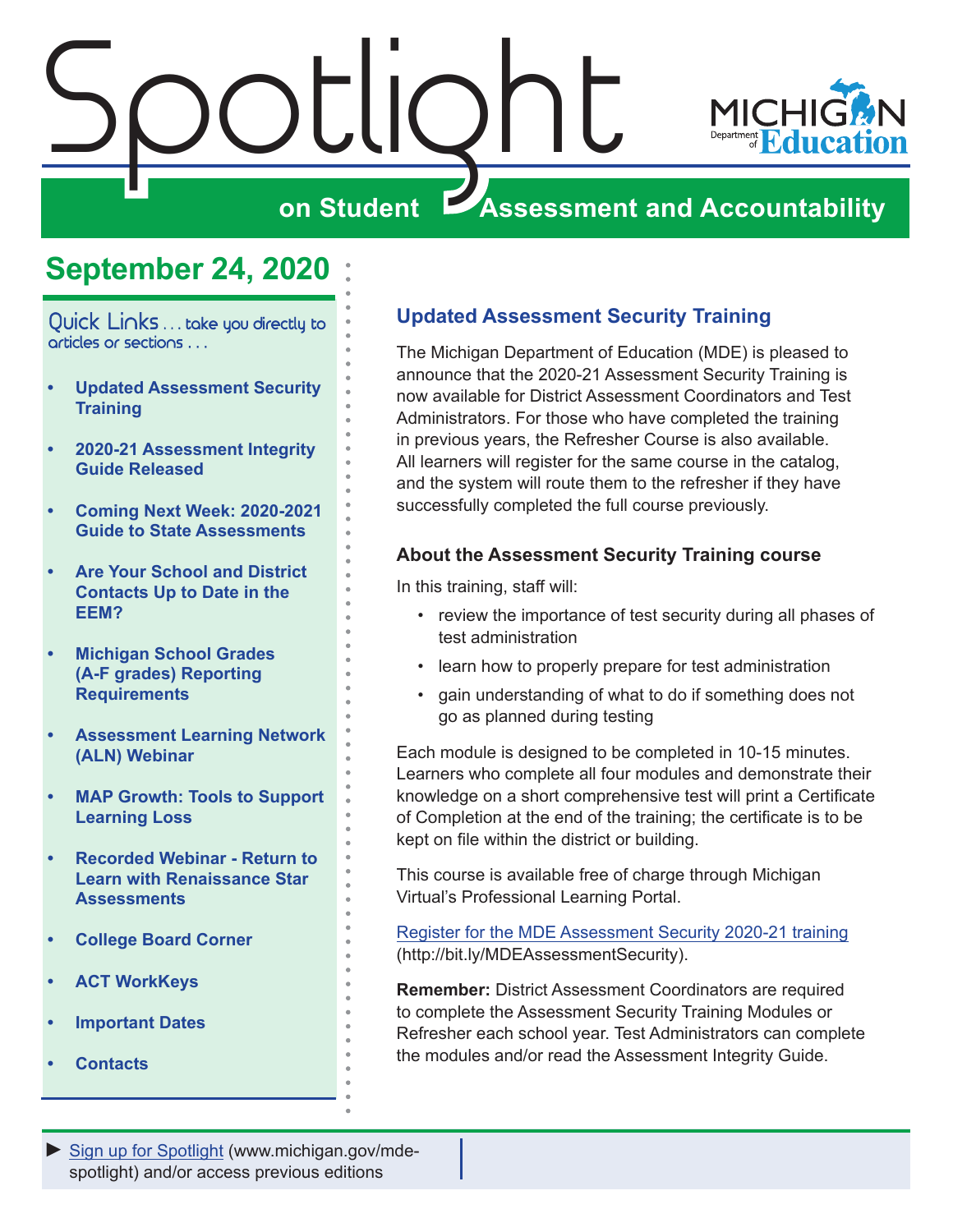# Spotlight on Student Assessment and Accountability

## September 24, 2020

Quick Links . . . take you directly to articles or sections . . .

- Updated Assessment Security Training
- 2020-21 Assessment Integrity Guide Released
- Coming Next Week: 2020-2021 Guide to State Assessments
- Are Your School and District Contacts Up to Date in the EEM?
- Michigan School Grades (A-F grades) Reporting Requirements
- Assessment Learning Network (ALN) Webinar
- MAP Growth: Tools to Support Learning Loss
- Recorded Webinar - Return to Learn with Renaissance Star Assessments
- College Board Corner
- ACT WorkKeys
- Important Dates
- Contacts

## Updated Assessment Security Training

The Michigan Department of Education (MDE) is pleased to announce that the 2020-21 Assessment Security Training is now available for District Assessment Coordinators and Test Administrators. For those who have completed the training in previous years, the Refresher Course is also available. All learners will register for the same course in the catalog, and the system will route them to the refresher if they have successfully completed the full course previously.

### About the Assessment Security Training course

In this training, staff will:

- review the importance of test security during all phases of test administration
- learn how to properly prepare for test administration
- gain understanding of what to do if something does not go as planned during testing

Each module is designed to be completed in 10-15 minutes. Learners who complete all four modules and demonstrate their knowledge on a short comprehensive test will print a Certificate of Completion at the end of the training; the certificate is to be kept on file within the district or building.

This course is available free of charge through Michigan Virtual's Professional Learning Portal.

Register for the MDE Assessment Security 2020-21 training (http://bit.ly/MDEAssessmentSecurity).

**Remember:** District Assessment Coordinators are required to complete the Assessment Security Training Modules or Refresher each school year. Test Administrators can complete the modules and/or read the Assessment Integrity Guide.

► Sign up for Spotlight (www.michigan.gov/mde-spotlight) and/or access previous editions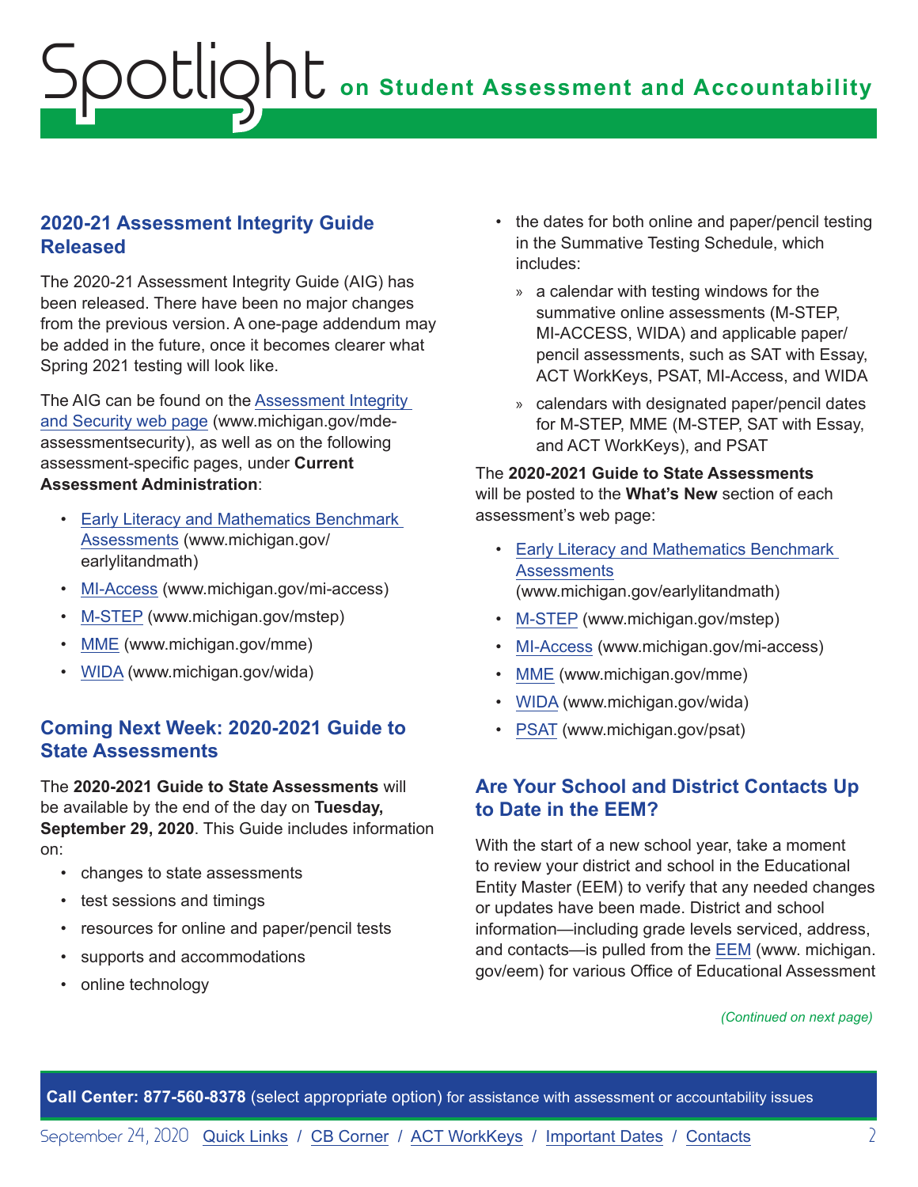## 2020-21 Assessment Integrity Guide Released

The 2020-21 Assessment Integrity Guide (AIG) has been released. There have been no major changes from the previous version. A one-page addendum may be added in the future, once it becomes clearer what Spring 2021 testing will look like.

The AIG can be found on the Assessment Integrity and Security web page (www.michigan.gov/mde-assessmentsecurity), as well as on the following assessment-specific pages, under **Current Assessment Administration**:

- Early Literacy and Mathematics Benchmark Assessments (www.michigan.gov/earlylitandmath)
- MI-Access (www.michigan.gov/mi-access)
- M-STEP (www.michigan.gov/mstep)
- MME (www.michigan.gov/mme)
- WIDA (www.michigan.gov/wida)

## Coming Next Week: 2020-2021 Guide to State Assessments

The **2020-2021 Guide to State Assessments** will be available by the end of the day on **Tuesday, September 29, 2020**. This Guide includes information on:

- changes to state assessments
- test sessions and timings
- resources for online and paper/pencil tests
- supports and accommodations
- online technology
- the dates for both online and paper/pencil testing in the Summative Testing Schedule, which includes:
  - a calendar with testing windows for the summative online assessments (M-STEP, MI-ACCESS, WIDA) and applicable paper/pencil assessments, such as SAT with Essay, ACT WorkKeys, PSAT, MI-Access, and WIDA
  - calendars with designated paper/pencil dates for M-STEP, MME (M-STEP, SAT with Essay, and ACT WorkKeys), and PSAT

The **2020-2021 Guide to State Assessments** will be posted to the **What's New** section of each assessment's web page:

- Early Literacy and Mathematics Benchmark Assessments (www.michigan.gov/earlylitandmath)
- M-STEP (www.michigan.gov/mstep)
- MI-Access (www.michigan.gov/mi-access)
- MME (www.michigan.gov/mme)
- WIDA (www.michigan.gov/wida)
- PSAT (www.michigan.gov/psat)

## Are Your School and District Contacts Up to Date in the EEM?

With the start of a new school year, take a moment to review your district and school in the Educational Entity Master (EEM) to verify that any needed changes or updates have been made. District and school information—including grade levels serviced, address, and contacts—is pulled from the EEM (www.michigan.gov/eem) for various Office of Educational Assessment

*(Continued on next page)*

**Call Center: 877-560-8378** (select appropriate option) for assistance with assessment or accountability issues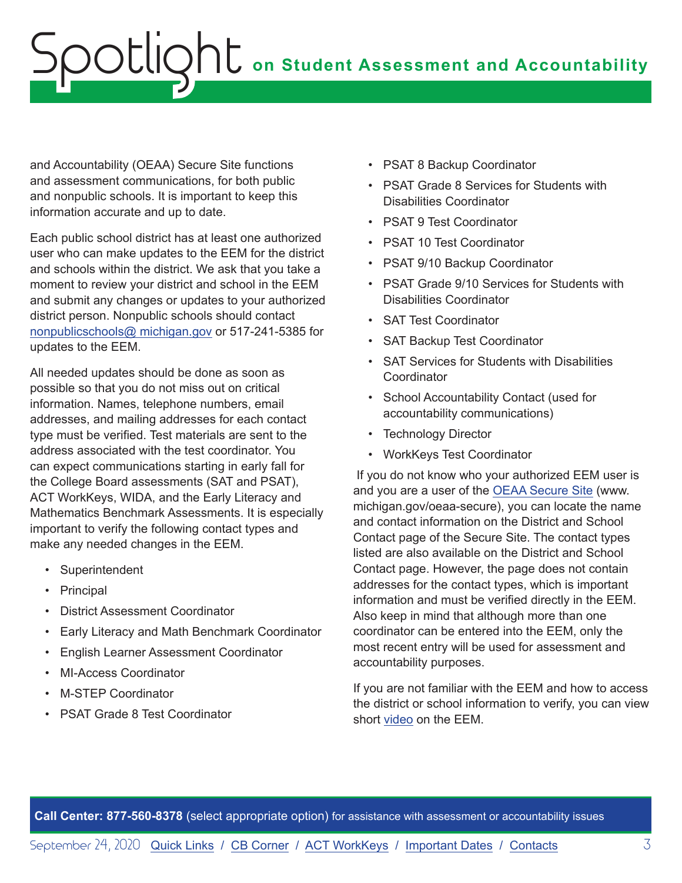and Accountability (OEAA) Secure Site functions and assessment communications, for both public and nonpublic schools. It is important to keep this information accurate and up to date.

Each public school district has at least one authorized user who can make updates to the EEM for the district and schools within the district. We ask that you take a moment to review your district and school in the EEM and submit any changes or updates to your authorized district person. Nonpublic schools should contact [nonpublicschools@ michigan.gov](mailto:nonpublicschools@michigan.gov) or 517-241-5385 for updates to the EEM.

All needed updates should be done as soon as possible so that you do not miss out on critical information. Names, telephone numbers, email addresses, and mailing addresses for each contact type must be verified. Test materials are sent to the address associated with the test coordinator. You can expect communications starting in early fall for the College Board assessments (SAT and PSAT), ACT WorkKeys, WIDA, and the Early Literacy and Mathematics Benchmark Assessments. It is especially important to verify the following contact types and make any needed changes in the EEM.

- Superintendent
- Principal
- District Assessment Coordinator
- Early Literacy and Math Benchmark Coordinator
- English Learner Assessment Coordinator
- MI-Access Coordinator
- M-STEP Coordinator
- PSAT Grade 8 Test Coordinator
- PSAT 8 Backup Coordinator
- PSAT Grade 8 Services for Students with Disabilities Coordinator
- PSAT 9 Test Coordinator
- PSAT 10 Test Coordinator
- PSAT 9/10 Backup Coordinator
- PSAT Grade 9/10 Services for Students with Disabilities Coordinator
- SAT Test Coordinator
- SAT Backup Test Coordinator
- SAT Services for Students with Disabilities Coordinator
- School Accountability Contact (used for accountability communications)
- Technology Director
- WorkKeys Test Coordinator

If you do not know who your authorized EEM user is and you are a user of the OEAA Secure Site (www. michigan.gov/oeaa-secure), you can locate the name and contact information on the District and School Contact page of the Secure Site. The contact types listed are also available on the District and School Contact page. However, the page does not contain addresses for the contact types, which is important information and must be verified directly in the EEM. Also keep in mind that although more than one coordinator can be entered into the EEM, only the most recent entry will be used for assessment and accountability purposes.

If you are not familiar with the EEM and how to access the district or school information to verify, you can view short video on the EEM.

**Call Center: 877-560-8378** (select appropriate option) for assistance with assessment or accountability issues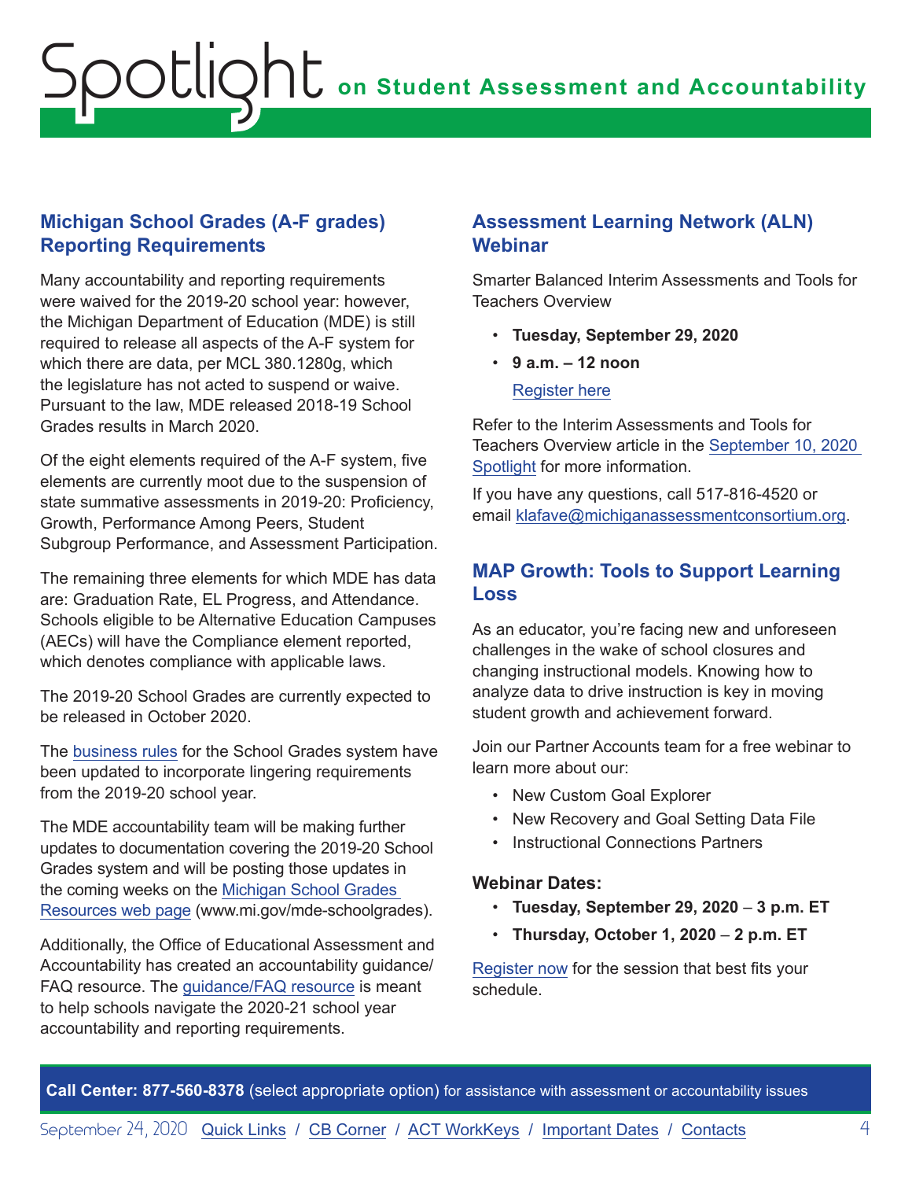## Michigan School Grades (A-F grades) Reporting Requirements

Many accountability and reporting requirements were waived for the 2019-20 school year: however, the Michigan Department of Education (MDE) is still required to release all aspects of the A-F system for which there are data, per MCL 380.1280g, which the legislature has not acted to suspend or waive. Pursuant to the law, MDE released 2018-19 School Grades results in March 2020.

Of the eight elements required of the A-F system, five elements are currently moot due to the suspension of state summative assessments in 2019-20: Proficiency, Growth, Performance Among Peers, Student Subgroup Performance, and Assessment Participation.

The remaining three elements for which MDE has data are: Graduation Rate, EL Progress, and Attendance. Schools eligible to be Alternative Education Campuses (AECs) will have the Compliance element reported, which denotes compliance with applicable laws.

The 2019-20 School Grades are currently expected to be released in October 2020.

The business rules for the School Grades system have been updated to incorporate lingering requirements from the 2019-20 school year.

The MDE accountability team will be making further updates to documentation covering the 2019-20 School Grades system and will be posting those updates in the coming weeks on the Michigan School Grades Resources web page (www.mi.gov/mde-schoolgrades).

Additionally, the Office of Educational Assessment and Accountability has created an accountability guidance/FAQ resource. The guidance/FAQ resource is meant to help schools navigate the 2020-21 school year accountability and reporting requirements.

## Assessment Learning Network (ALN) Webinar

Smarter Balanced Interim Assessments and Tools for Teachers Overview

- **Tuesday, September 29, 2020**
- **9 a.m. – 12 noon**

  Register here

Refer to the Interim Assessments and Tools for Teachers Overview article in the September 10, 2020 Spotlight for more information.

If you have any questions, call 517-816-4520 or email klafave@michiganassessmentconsortium.org.

## MAP Growth: Tools to Support Learning Loss

As an educator, you're facing new and unforeseen challenges in the wake of school closures and changing instructional models. Knowing how to analyze data to drive instruction is key in moving student growth and achievement forward.

Join our Partner Accounts team for a free webinar to learn more about our:

- New Custom Goal Explorer
- New Recovery and Goal Setting Data File
- Instructional Connections Partners

### Webinar Dates:

- **Tuesday, September 29, 2020** – **3 p.m. ET**
- **Thursday, October 1, 2020** – **2 p.m. ET**

Register now for the session that best fits your schedule.

**Call Center: 877-560-8378** (select appropriate option) for assistance with assessment or accountability issues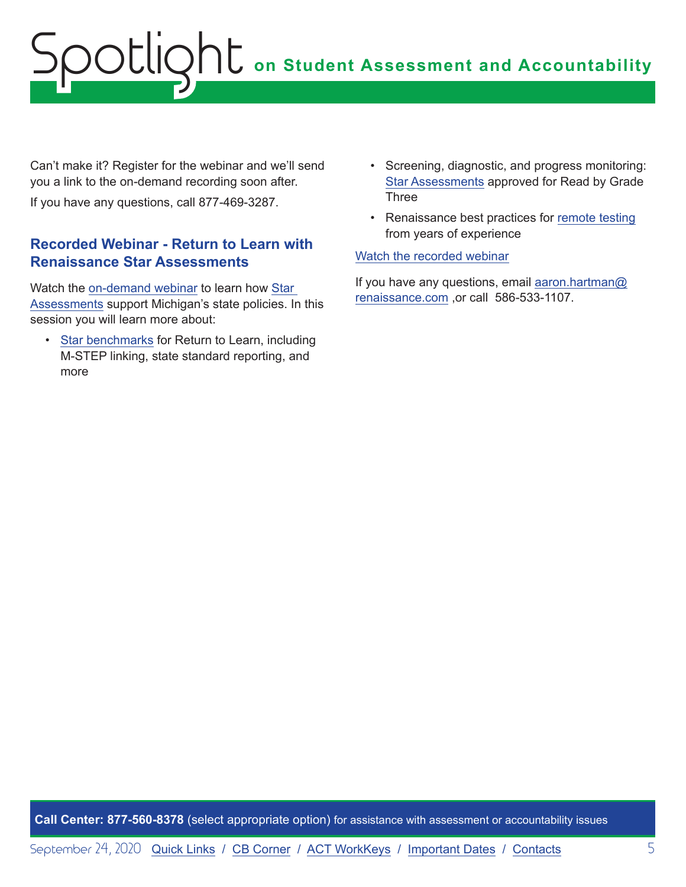Can't make it? Register for the webinar and we'll send you a link to the on-demand recording soon after.

If you have any questions, call 877-469-3287.

### Recorded Webinar - Return to Learn with Renaissance Star Assessments

Watch the on-demand webinar to learn how Star Assessments support Michigan's state policies. In this session you will learn more about:

- Star benchmarks for Return to Learn, including M-STEP linking, state standard reporting, and more
- Screening, diagnostic, and progress monitoring: Star Assessments approved for Read by Grade Three
- Renaissance best practices for remote testing from years of experience

Watch the recorded webinar

If you have any questions, email aaron.hartman@renaissance.com ,or call 586-533-1107.

**Call Center: 877-560-8378** (select appropriate option) for assistance with assessment or accountability issues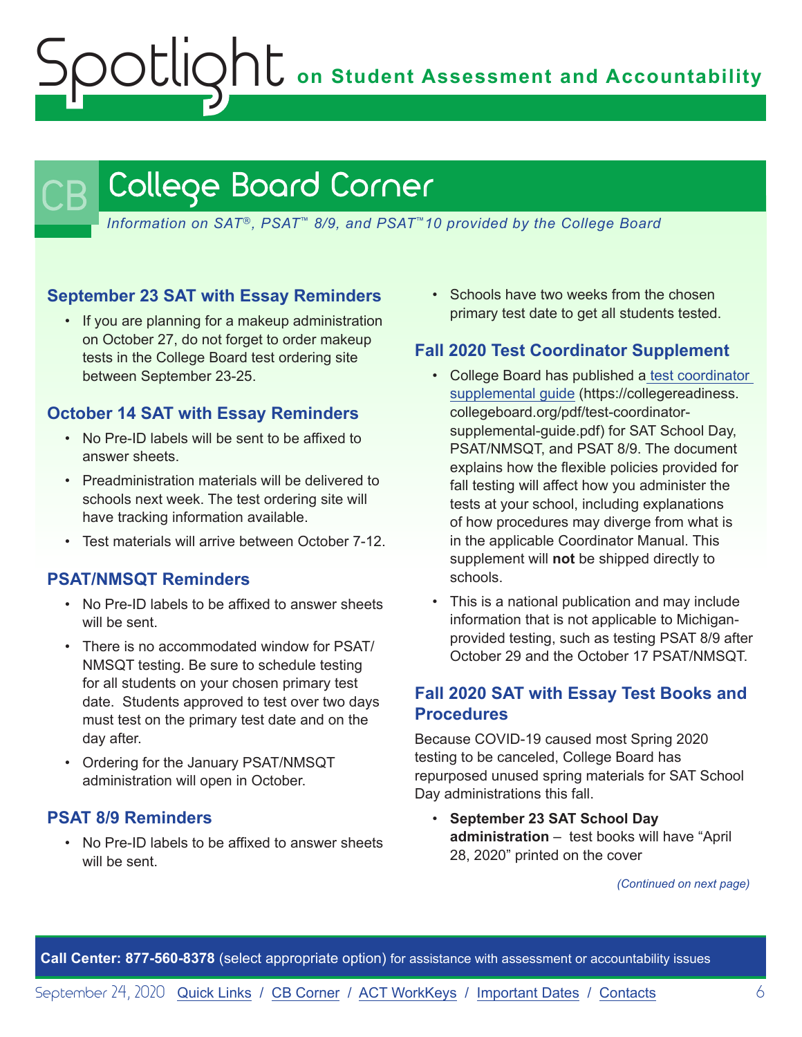# College Board Corner

*Information on SAT®, PSAT™ 8/9, and PSAT™10 provided by the College Board*

### September 23 SAT with Essay Reminders

- If you are planning for a makeup administration on October 27, do not forget to order makeup tests in the College Board test ordering site between September 23-25.

### October 14 SAT with Essay Reminders

- No Pre-ID labels will be sent to be affixed to answer sheets.
- Preadministration materials will be delivered to schools next week. The test ordering site will have tracking information available.
- Test materials will arrive between October 7-12.

### PSAT/NMSQT Reminders

- No Pre-ID labels to be affixed to answer sheets will be sent.
- There is no accommodated window for PSAT/NMSQT testing. Be sure to schedule testing for all students on your chosen primary test date. Students approved to test over two days must test on the primary test date and on the day after.
- Ordering for the January PSAT/NMSQT administration will open in October.

### PSAT 8/9 Reminders

- No Pre-ID labels to be affixed to answer sheets will be sent.
- Schools have two weeks from the chosen primary test date to get all students tested.

### Fall 2020 Test Coordinator Supplement

- College Board has published a test coordinator supplemental guide (https://collegereadiness.collegeboard.org/pdf/test-coordinator-supplemental-guide.pdf) for SAT School Day, PSAT/NMSQT, and PSAT 8/9. The document explains how the flexible policies provided for fall testing will affect how you administer the tests at your school, including explanations of how procedures may diverge from what is in the applicable Coordinator Manual. This supplement will **not** be shipped directly to schools.
- This is a national publication and may include information that is not applicable to Michigan-provided testing, such as testing PSAT 8/9 after October 29 and the October 17 PSAT/NMSQT.

### Fall 2020 SAT with Essay Test Books and Procedures

Because COVID-19 caused most Spring 2020 testing to be canceled, College Board has repurposed unused spring materials for SAT School Day administrations this fall.

- **September 23 SAT School Day administration** – test books will have "April 28, 2020" printed on the cover

*(Continued on next page)*

**Call Center: 877-560-8378** (select appropriate option) for assistance with assessment or accountability issues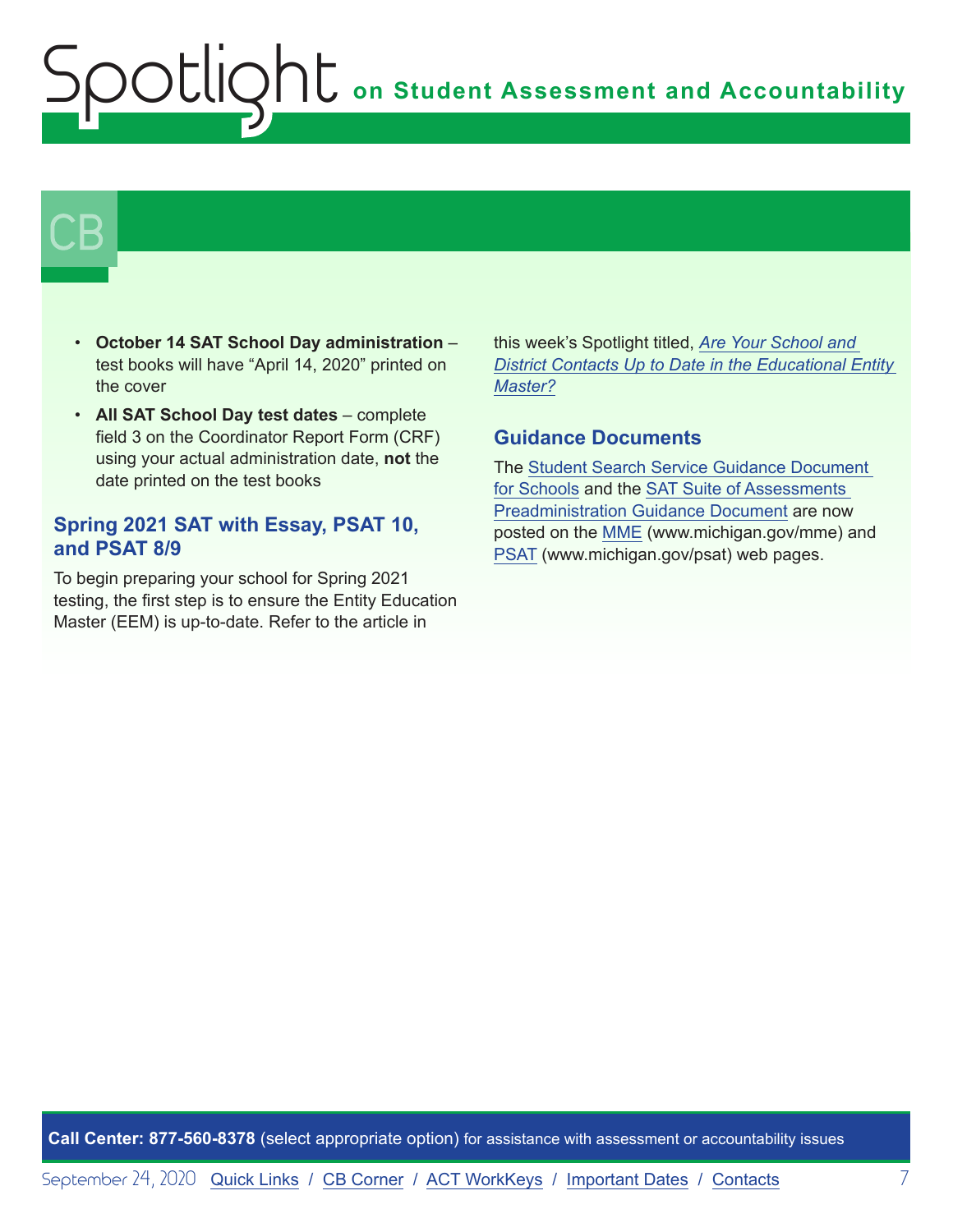## CB

- **October 14 SAT School Day administration** – test books will have “April 14, 2020” printed on the cover
- **All SAT School Day test dates** – complete field 3 on the Coordinator Report Form (CRF) using your actual administration date, **not** the date printed on the test books

### Spring 2021 SAT with Essay, PSAT 10, and PSAT 8/9

To begin preparing your school for Spring 2021 testing, the first step is to ensure the Entity Education Master (EEM) is up-to-date. Refer to the article in this week’s Spotlight titled, *Are Your School and District Contacts Up to Date in the Educational Entity Master?*

### Guidance Documents

The Student Search Service Guidance Document for Schools and the SAT Suite of Assessments Preadministration Guidance Document are now posted on the MME (www.michigan.gov/mme) and PSAT (www.michigan.gov/psat) web pages.

**Call Center: 877-560-8378** (select appropriate option) for assistance with assessment or accountability issues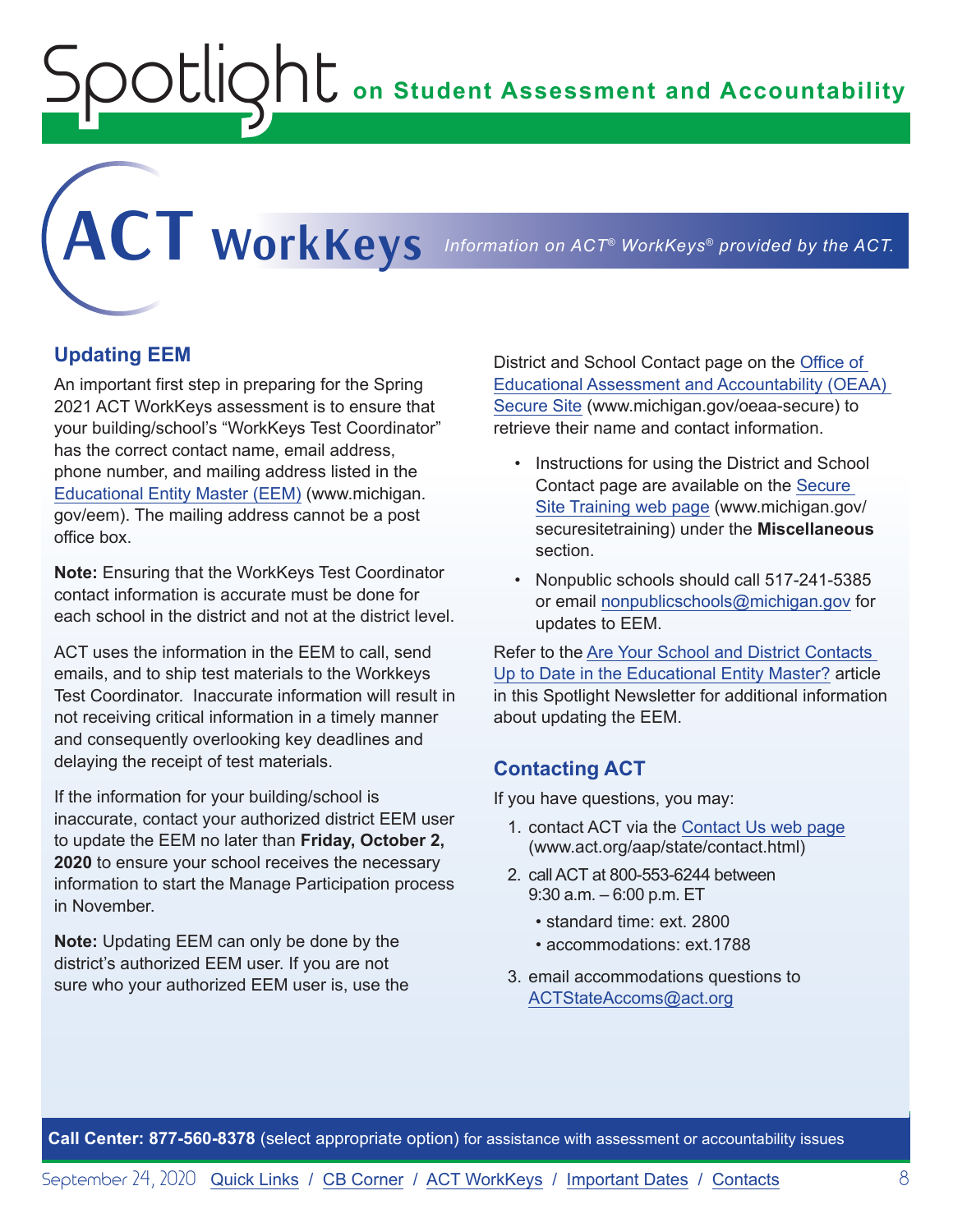# ACT WorkKeys

*Information on ACT® WorkKeys® provided by the ACT.*

## Updating EEM

An important first step in preparing for the Spring 2021 ACT WorkKeys assessment is to ensure that your building/school's "WorkKeys Test Coordinator" has the correct contact name, email address, phone number, and mailing address listed in the Educational Entity Master (EEM) (www.michigan.gov/eem). The mailing address cannot be a post office box.

**Note:** Ensuring that the WorkKeys Test Coordinator contact information is accurate must be done for each school in the district and not at the district level.

ACT uses the information in the EEM to call, send emails, and to ship test materials to the Workkeys Test Coordinator. Inaccurate information will result in not receiving critical information in a timely manner and consequently overlooking key deadlines and delaying the receipt of test materials.

If the information for your building/school is inaccurate, contact your authorized district EEM user to update the EEM no later than **Friday, October 2, 2020** to ensure your school receives the necessary information to start the Manage Participation process in November.

**Note:** Updating EEM can only be done by the district's authorized EEM user. If you are not sure who your authorized EEM user is, use the District and School Contact page on the Office of Educational Assessment and Accountability (OEAA) Secure Site (www.michigan.gov/oeaa-secure) to retrieve their name and contact information.

- Instructions for using the District and School Contact page are available on the Secure Site Training web page (www.michigan.gov/securesitetraining) under the **Miscellaneous** section.
- Nonpublic schools should call 517-241-5385 or email nonpublicschools@michigan.gov for updates to EEM.

Refer to the Are Your School and District Contacts Up to Date in the Educational Entity Master? article in this Spotlight Newsletter for additional information about updating the EEM.

## Contacting ACT

If you have questions, you may:

1. contact ACT via the Contact Us web page (www.act.org/aap/state/contact.html)
2. call ACT at 800-553-6244 between 9:30 a.m. – 6:00 p.m. ET
   - standard time: ext. 2800
   - accommodations: ext.1788
3. email accommodations questions to ACTStateAccoms@act.org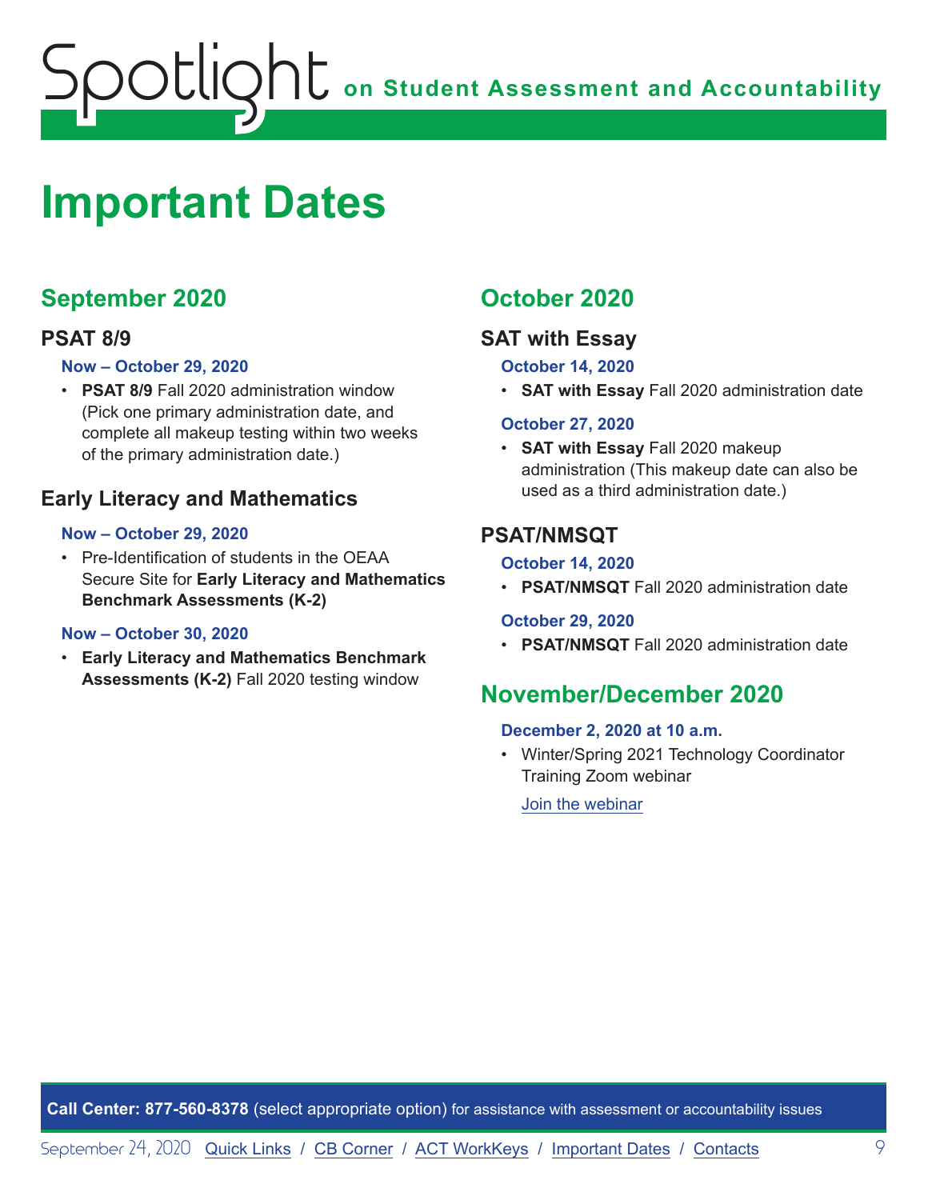# Important Dates

## September 2020

### PSAT 8/9

**Now – October 29, 2020**

- **PSAT 8/9** Fall 2020 administration window (Pick one primary administration date, and complete all makeup testing within two weeks of the primary administration date.)

### Early Literacy and Mathematics

**Now – October 29, 2020**

- Pre-Identification of students in the OEAA Secure Site for **Early Literacy and Mathematics Benchmark Assessments (K-2)**

**Now – October 30, 2020**

- **Early Literacy and Mathematics Benchmark Assessments (K-2)** Fall 2020 testing window

## October 2020

### SAT with Essay

**October 14, 2020**

- **SAT with Essay** Fall 2020 administration date

**October 27, 2020**

- **SAT with Essay** Fall 2020 makeup administration (This makeup date can also be used as a third administration date.)

### PSAT/NMSQT

**October 14, 2020**

- **PSAT/NMSQT** Fall 2020 administration date

**October 29, 2020**

- **PSAT/NMSQT** Fall 2020 administration date

## November/December 2020

**December 2, 2020 at 10 a.m.**

- Winter/Spring 2021 Technology Coordinator Training Zoom webinar

  Join the webinar

**Call Center: 877-560-8378** (select appropriate option) for assistance with assessment or accountability issues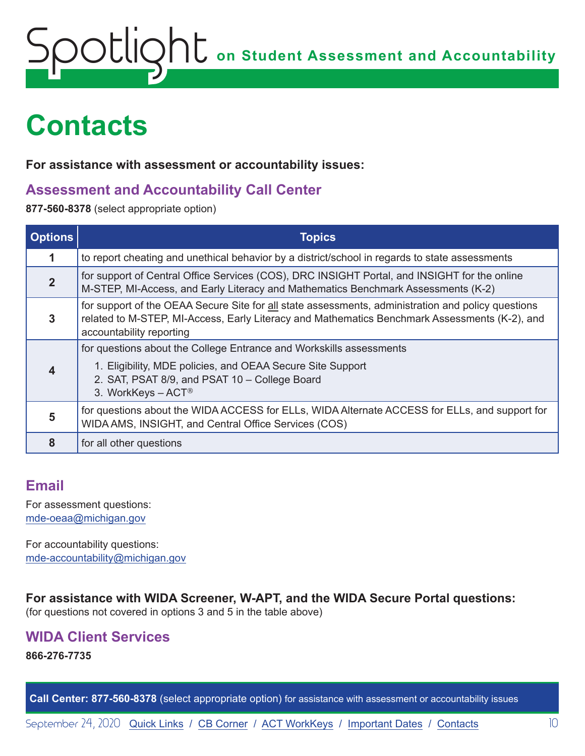# Contacts

**For assistance with assessment or accountability issues:**

## Assessment and Accountability Call Center

**877-560-8378** (select appropriate option)

| Options | Topics |
|---|---|
| **1** | to report cheating and unethical behavior by a district/school in regards to state assessments |
| **2** | for support of Central Office Services (COS), DRC INSIGHT Portal, and INSIGHT for the online M-STEP, MI-Access, and Early Literacy and Mathematics Benchmark Assessments (K-2) |
| **3** | for support of the OEAA Secure Site for all state assessments, administration and policy questions related to M-STEP, MI-Access, Early Literacy and Mathematics Benchmark Assessments (K-2), and accountability reporting |
| **4** | for questions about the College Entrance and Workskills assessments<br>1. Eligibility, MDE policies, and OEAA Secure Site Support<br>2. SAT, PSAT 8/9, and PSAT 10 – College Board<br>3. WorkKeys – ACT® |
| **5** | for questions about the WIDA ACCESS for ELLs, WIDA Alternate ACCESS for ELLs, and support for WIDA AMS, INSIGHT, and Central Office Services (COS) |
| **8** | for all other questions |

## Email

For assessment questions:
mde-oeaa@michigan.gov

For accountability questions:
mde-accountability@michigan.gov

**For assistance with WIDA Screener, W-APT, and the WIDA Secure Portal questions:**
(for questions not covered in options 3 and 5 in the table above)

## WIDA Client Services

**866-276-7735**

**Call Center: 877-560-8378** (select appropriate option) for assistance with assessment or accountability issues